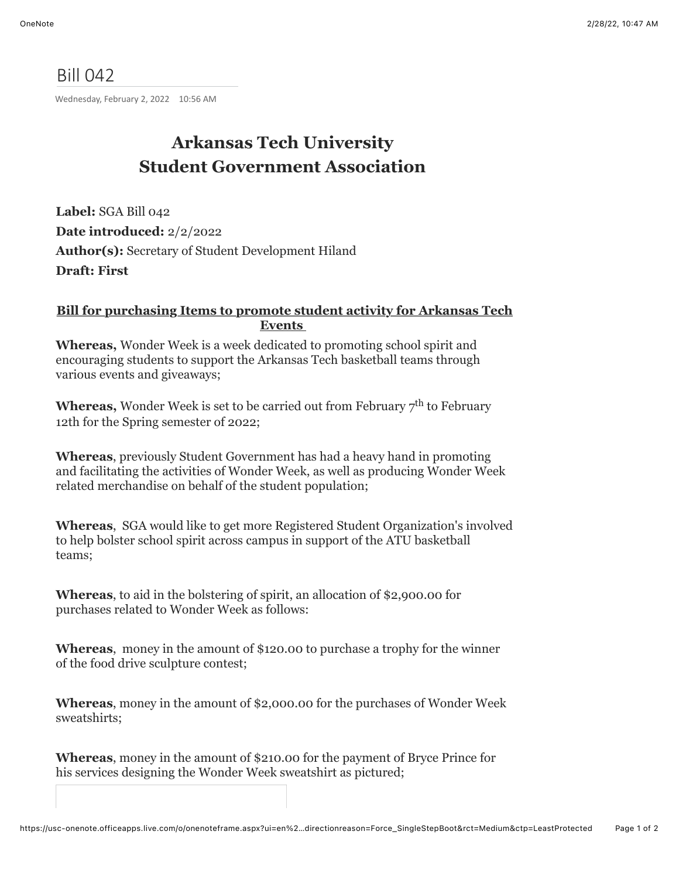# Bill 042

Wednesday, February 2, 2022 10:56 AM

## Arkansas Tech University
## Student Government Association

**Label:** SGA Bill 042

**Date introduced:** 2/2/2022

**Author(s):** Secretary of Student Development Hiland

**Draft: First**

**Bill for purchasing Items to promote student activity for Arkansas Tech Events**

**Whereas,** Wonder Week is a week dedicated to promoting school spirit and encouraging students to support the Arkansas Tech basketball teams through various events and giveaways;

**Whereas,** Wonder Week is set to be carried out from February 7th to February 12th for the Spring semester of 2022;

**Whereas**, previously Student Government has had a heavy hand in promoting and facilitating the activities of Wonder Week, as well as producing Wonder Week related merchandise on behalf of the student population;

**Whereas**, SGA would like to get more Registered Student Organization's involved to help bolster school spirit across campus in support of the ATU basketball teams;

**Whereas**, to aid in the bolstering of spirit, an allocation of $2,900.00 for purchases related to Wonder Week as follows:

**Whereas**, money in the amount of $120.00 to purchase a trophy for the winner of the food drive sculpture contest;

**Whereas**, money in the amount of $2,000.00 for the purchases of Wonder Week sweatshirts;

**Whereas**, money in the amount of $210.00 for the payment of Bryce Prince for his services designing the Wonder Week sweatshirt as pictured;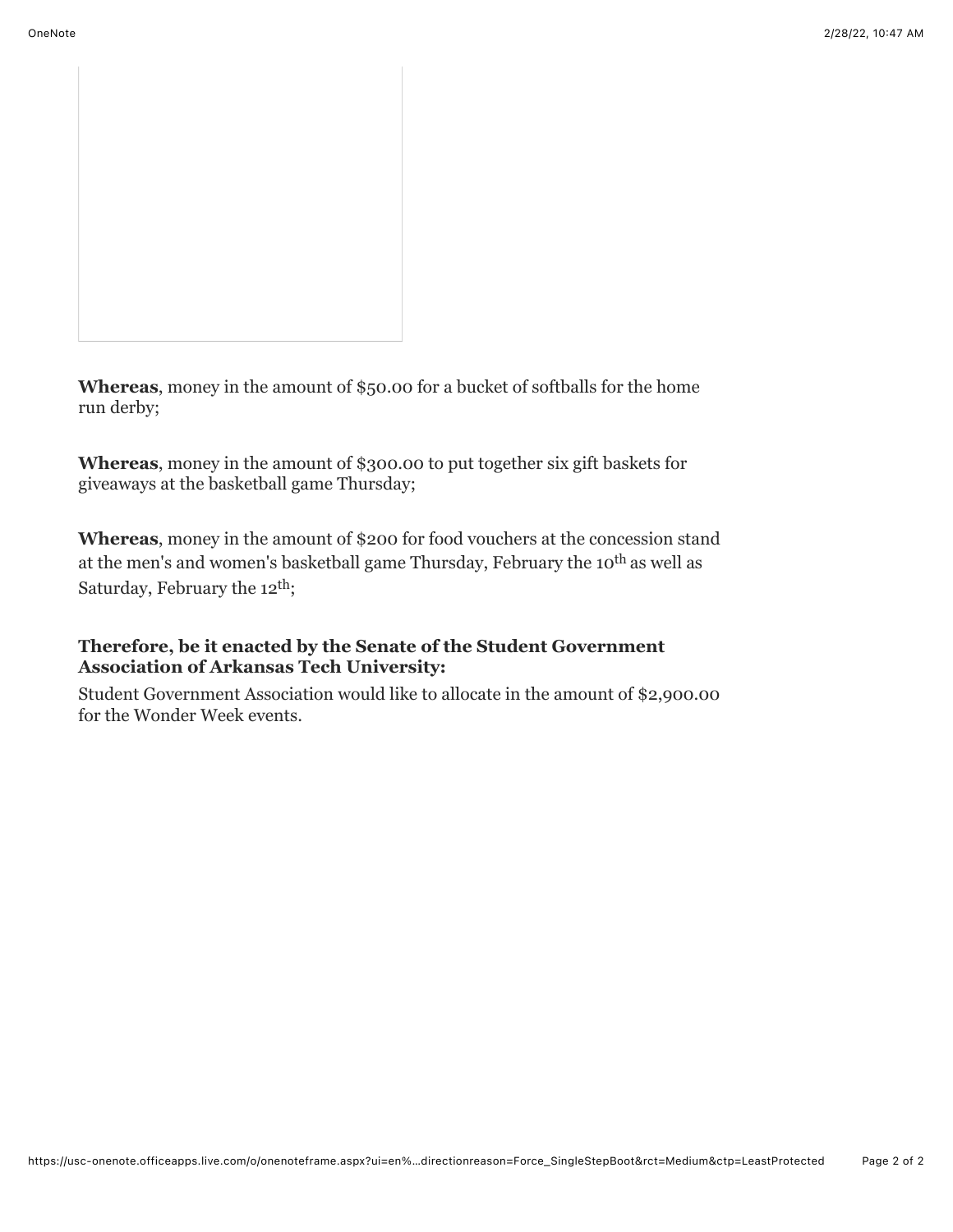**Whereas**, money in the amount of $50.00 for a bucket of softballs for the home run derby;

**Whereas**, money in the amount of $300.00 to put together six gift baskets for giveaways at the basketball game Thursday;

**Whereas**, money in the amount of $200 for food vouchers at the concession stand at the men's and women's basketball game Thursday, February the 10th as well as Saturday, February the 12th;

**Therefore, be it enacted by the Senate of the Student Government Association of Arkansas Tech University:**

Student Government Association would like to allocate in the amount of $2,900.00 for the Wonder Week events.